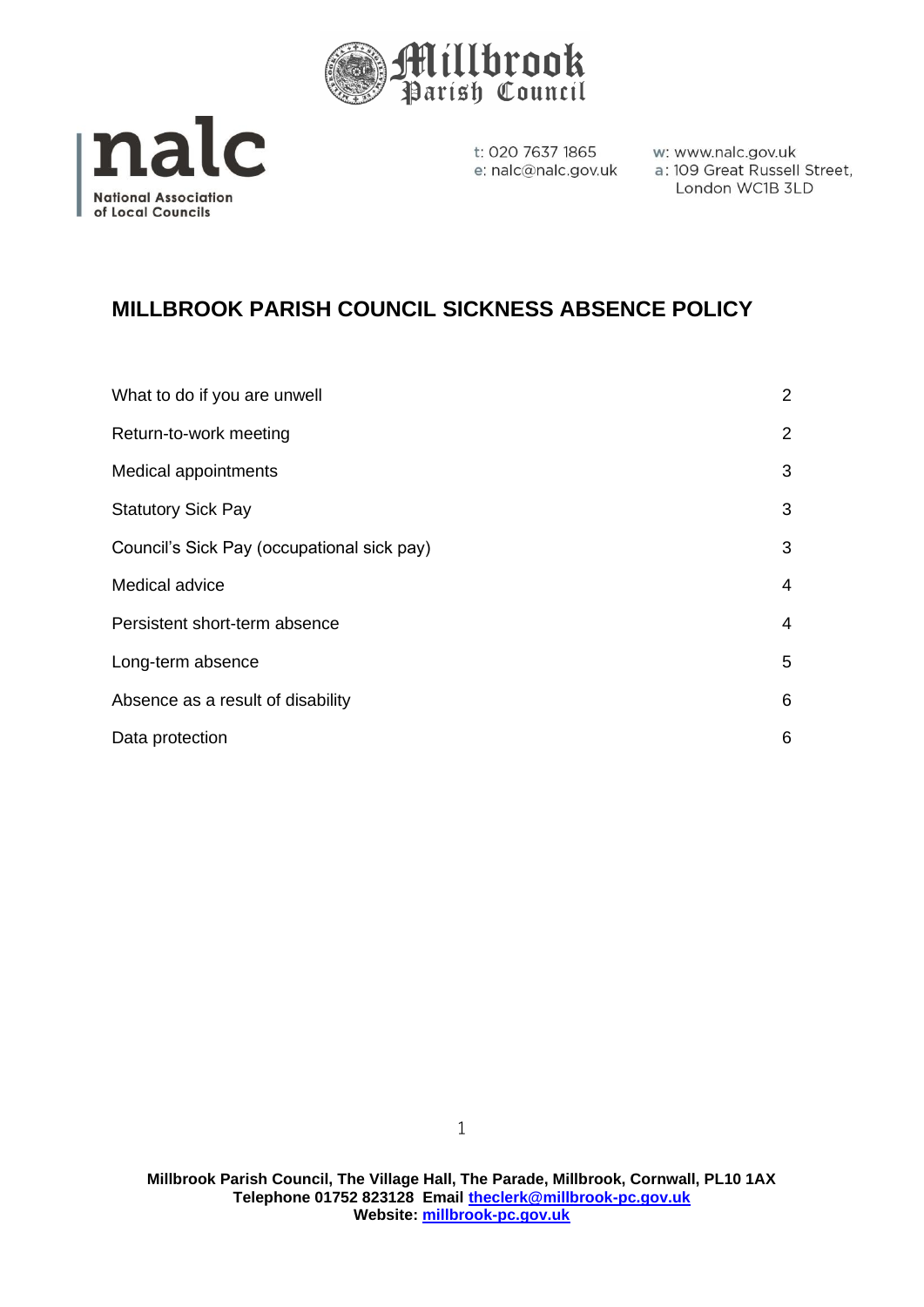t: 020 7637 1865
e: nalc@nalc.gov.uk

w: www.nalc.gov.uk
a: 109 Great Russell Street, London WC1B 3LD

# MILLBROOK PARISH COUNCIL SICKNESS ABSENCE POLICY

| | |
|---|---|
| What to do if you are unwell | 2 |
| Return-to-work meeting | 2 |
| Medical appointments | 3 |
| Statutory Sick Pay | 3 |
| Council's Sick Pay (occupational sick pay) | 3 |
| Medical advice | 4 |
| Persistent short-term absence | 4 |
| Long-term absence | 5 |
| Absence as a result of disability | 6 |
| Data protection | 6 |

**Millbrook Parish Council, The Village Hall, The Parade, Millbrook, Cornwall, PL10 1AX**
**Telephone 01752 823128 Email theclerk@millbrook-pc.gov.uk**
**Website: millbrook-pc.gov.uk**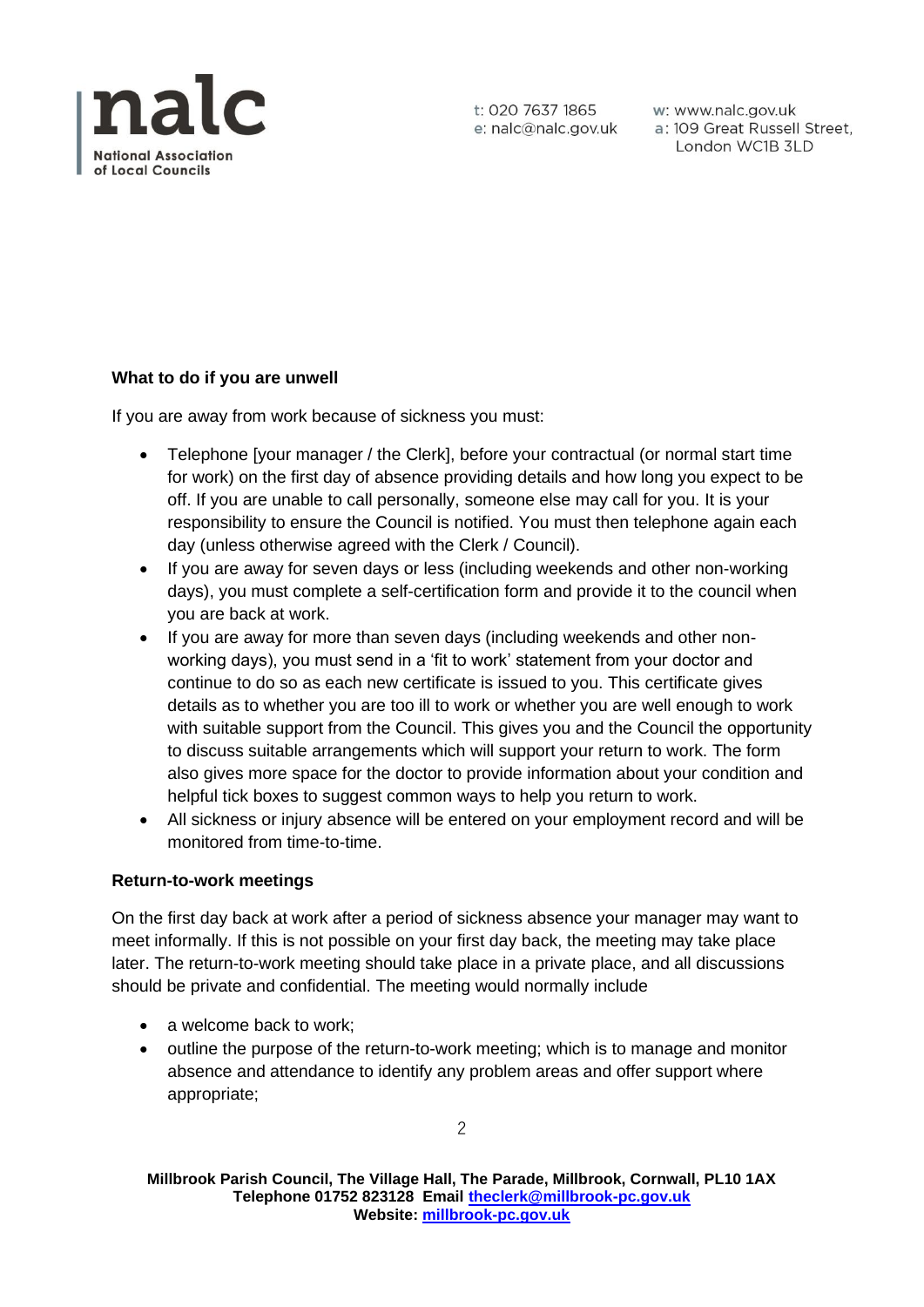**What to do if you are unwell**

If you are away from work because of sickness you must:

- Telephone [your manager / the Clerk], before your contractual (or normal start time for work) on the first day of absence providing details and how long you expect to be off. If you are unable to call personally, someone else may call for you. It is your responsibility to ensure the Council is notified. You must then telephone again each day (unless otherwise agreed with the Clerk / Council).
- If you are away for seven days or less (including weekends and other non-working days), you must complete a self-certification form and provide it to the council when you are back at work.
- If you are away for more than seven days (including weekends and other non-working days), you must send in a 'fit to work' statement from your doctor and continue to do so as each new certificate is issued to you. This certificate gives details as to whether you are too ill to work or whether you are well enough to work with suitable support from the Council. This gives you and the Council the opportunity to discuss suitable arrangements which will support your return to work. The form also gives more space for the doctor to provide information about your condition and helpful tick boxes to suggest common ways to help you return to work.
- All sickness or injury absence will be entered on your employment record and will be monitored from time-to-time.

**Return-to-work meetings**

On the first day back at work after a period of sickness absence your manager may want to meet informally. If this is not possible on your first day back, the meeting may take place later. The return-to-work meeting should take place in a private place, and all discussions should be private and confidential. The meeting would normally include

- a welcome back to work;
- outline the purpose of the return-to-work meeting; which is to manage and monitor absence and attendance to identify any problem areas and offer support where appropriate;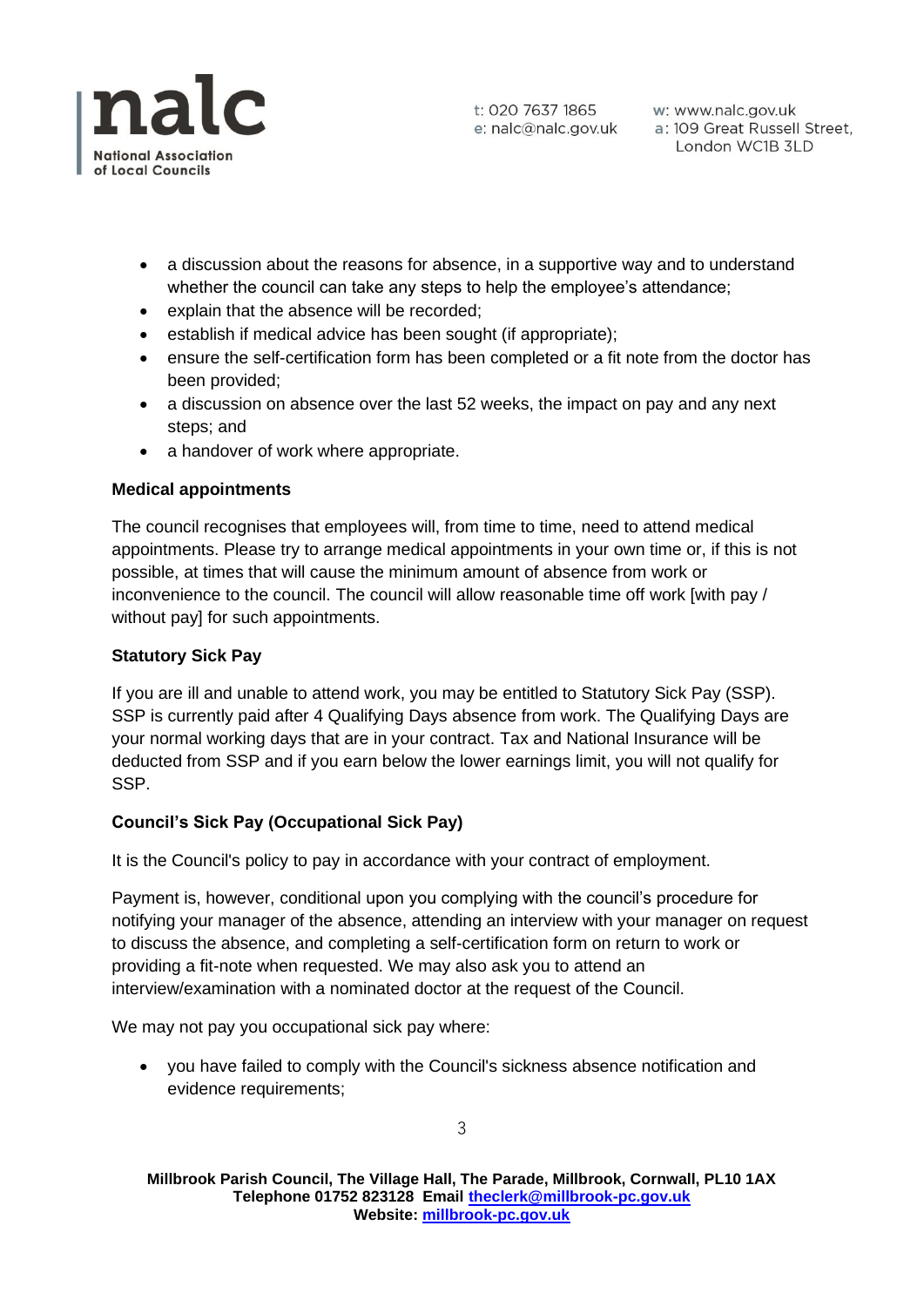- a discussion about the reasons for absence, in a supportive way and to understand whether the council can take any steps to help the employee's attendance;
- explain that the absence will be recorded;
- establish if medical advice has been sought (if appropriate);
- ensure the self-certification form has been completed or a fit note from the doctor has been provided;
- a discussion on absence over the last 52 weeks, the impact on pay and any next steps; and
- a handover of work where appropriate.

**Medical appointments**

The council recognises that employees will, from time to time, need to attend medical appointments. Please try to arrange medical appointments in your own time or, if this is not possible, at times that will cause the minimum amount of absence from work or inconvenience to the council. The council will allow reasonable time off work [with pay / without pay] for such appointments.

**Statutory Sick Pay**

If you are ill and unable to attend work, you may be entitled to Statutory Sick Pay (SSP). SSP is currently paid after 4 Qualifying Days absence from work. The Qualifying Days are your normal working days that are in your contract. Tax and National Insurance will be deducted from SSP and if you earn below the lower earnings limit, you will not qualify for SSP.

**Council's Sick Pay (Occupational Sick Pay)**

It is the Council's policy to pay in accordance with your contract of employment.

Payment is, however, conditional upon you complying with the council's procedure for notifying your manager of the absence, attending an interview with your manager on request to discuss the absence, and completing a self-certification form on return to work or providing a fit-note when requested. We may also ask you to attend an interview/examination with a nominated doctor at the request of the Council.

We may not pay you occupational sick pay where:

- you have failed to comply with the Council's sickness absence notification and evidence requirements;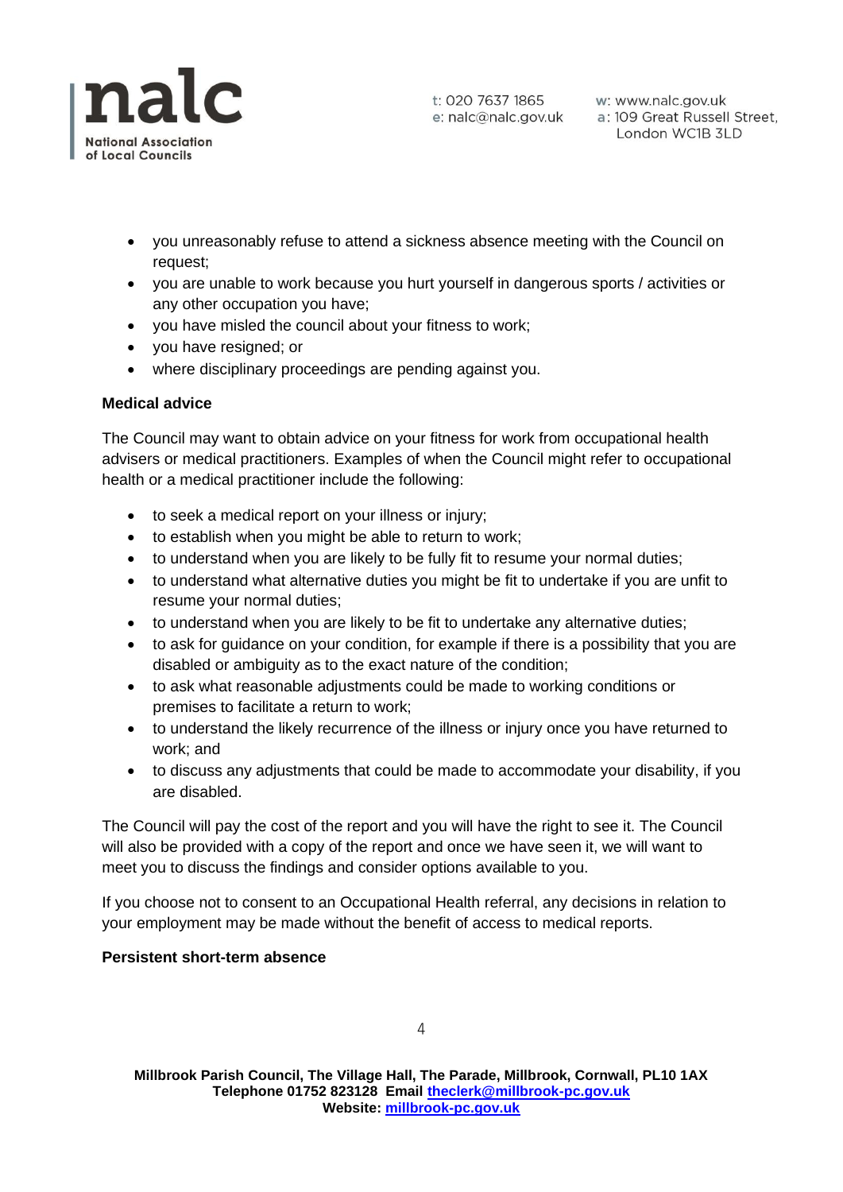- you unreasonably refuse to attend a sickness absence meeting with the Council on request;
- you are unable to work because you hurt yourself in dangerous sports / activities or any other occupation you have;
- you have misled the council about your fitness to work;
- you have resigned; or
- where disciplinary proceedings are pending against you.

**Medical advice**

The Council may want to obtain advice on your fitness for work from occupational health advisers or medical practitioners. Examples of when the Council might refer to occupational health or a medical practitioner include the following:

- to seek a medical report on your illness or injury;
- to establish when you might be able to return to work;
- to understand when you are likely to be fully fit to resume your normal duties;
- to understand what alternative duties you might be fit to undertake if you are unfit to resume your normal duties;
- to understand when you are likely to be fit to undertake any alternative duties;
- to ask for guidance on your condition, for example if there is a possibility that you are disabled or ambiguity as to the exact nature of the condition;
- to ask what reasonable adjustments could be made to working conditions or premises to facilitate a return to work;
- to understand the likely recurrence of the illness or injury once you have returned to work; and
- to discuss any adjustments that could be made to accommodate your disability, if you are disabled.

The Council will pay the cost of the report and you will have the right to see it. The Council will also be provided with a copy of the report and once we have seen it, we will want to meet you to discuss the findings and consider options available to you.

If you choose not to consent to an Occupational Health referral, any decisions in relation to your employment may be made without the benefit of access to medical reports.

**Persistent short-term absence**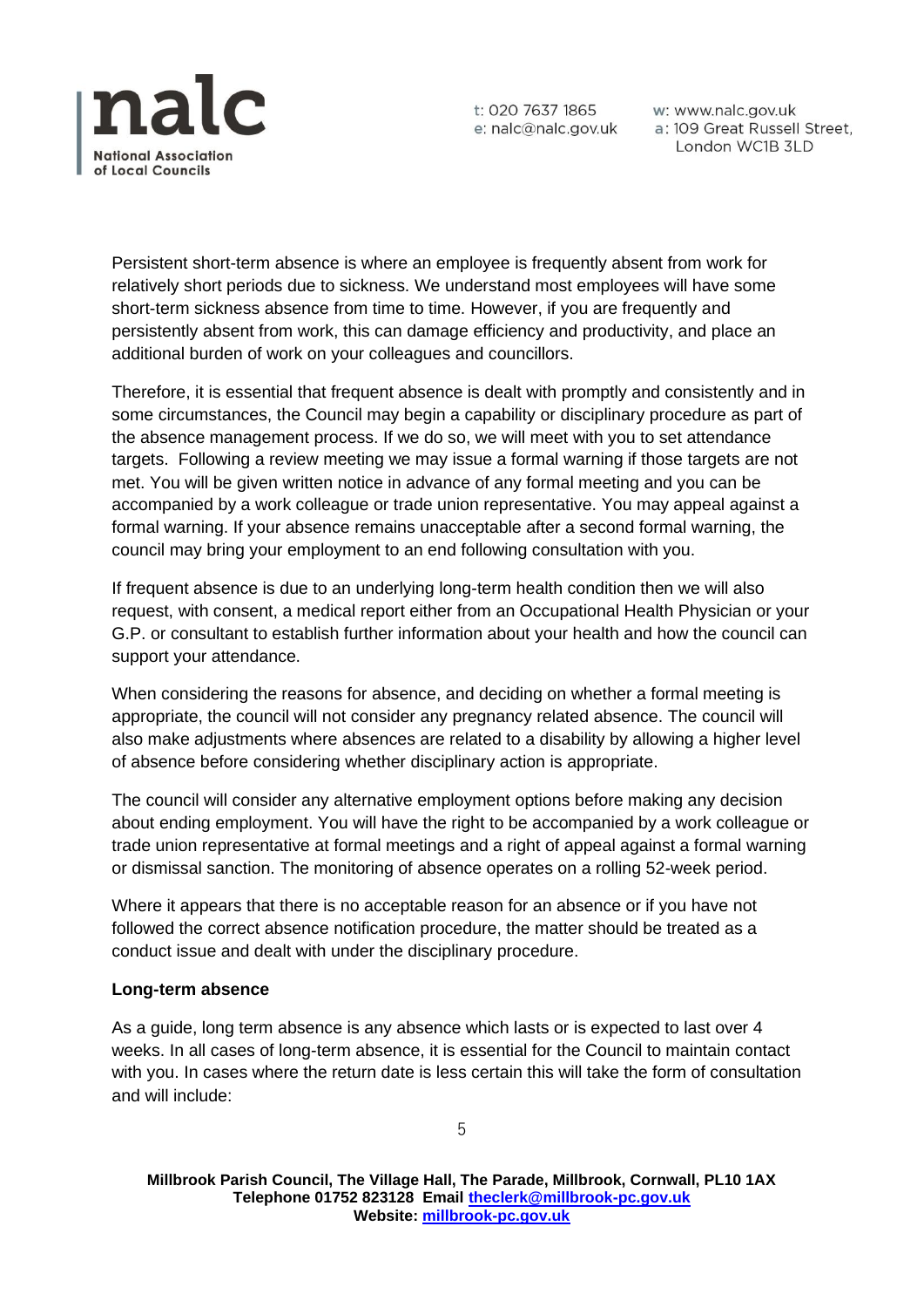Persistent short-term absence is where an employee is frequently absent from work for relatively short periods due to sickness. We understand most employees will have some short-term sickness absence from time to time. However, if you are frequently and persistently absent from work, this can damage efficiency and productivity, and place an additional burden of work on your colleagues and councillors.

Therefore, it is essential that frequent absence is dealt with promptly and consistently and in some circumstances, the Council may begin a capability or disciplinary procedure as part of the absence management process. If we do so, we will meet with you to set attendance targets. Following a review meeting we may issue a formal warning if those targets are not met. You will be given written notice in advance of any formal meeting and you can be accompanied by a work colleague or trade union representative. You may appeal against a formal warning. If your absence remains unacceptable after a second formal warning, the council may bring your employment to an end following consultation with you.

If frequent absence is due to an underlying long-term health condition then we will also request, with consent, a medical report either from an Occupational Health Physician or your G.P. or consultant to establish further information about your health and how the council can support your attendance.

When considering the reasons for absence, and deciding on whether a formal meeting is appropriate, the council will not consider any pregnancy related absence. The council will also make adjustments where absences are related to a disability by allowing a higher level of absence before considering whether disciplinary action is appropriate.

The council will consider any alternative employment options before making any decision about ending employment. You will have the right to be accompanied by a work colleague or trade union representative at formal meetings and a right of appeal against a formal warning or dismissal sanction. The monitoring of absence operates on a rolling 52-week period.

Where it appears that there is no acceptable reason for an absence or if you have not followed the correct absence notification procedure, the matter should be treated as a conduct issue and dealt with under the disciplinary procedure.

**Long-term absence**

As a guide, long term absence is any absence which lasts or is expected to last over 4 weeks. In all cases of long-term absence, it is essential for the Council to maintain contact with you. In cases where the return date is less certain this will take the form of consultation and will include: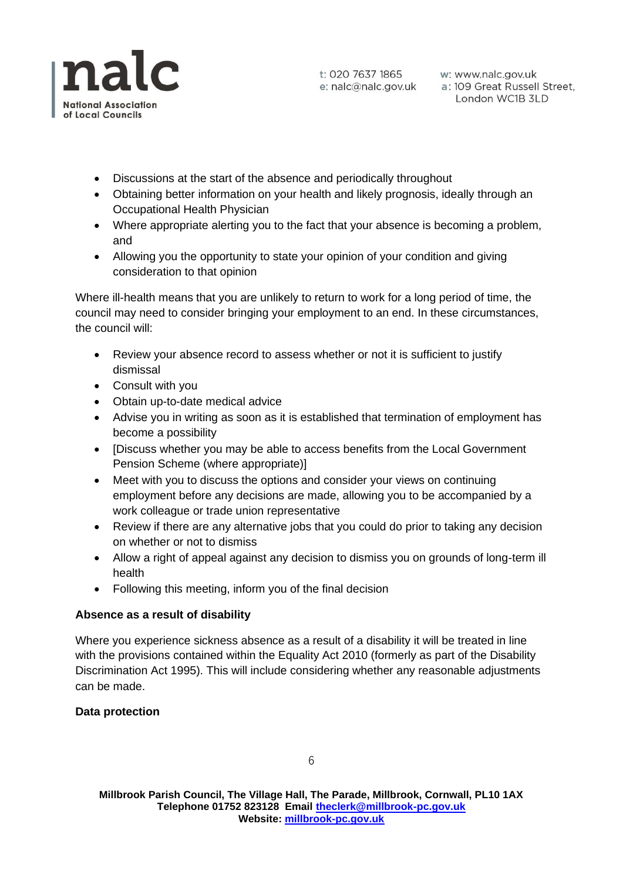- Discussions at the start of the absence and periodically throughout
- Obtaining better information on your health and likely prognosis, ideally through an Occupational Health Physician
- Where appropriate alerting you to the fact that your absence is becoming a problem, and
- Allowing you the opportunity to state your opinion of your condition and giving consideration to that opinion

Where ill-health means that you are unlikely to return to work for a long period of time, the council may need to consider bringing your employment to an end. In these circumstances, the council will:

- Review your absence record to assess whether or not it is sufficient to justify dismissal
- Consult with you
- Obtain up-to-date medical advice
- Advise you in writing as soon as it is established that termination of employment has become a possibility
- [Discuss whether you may be able to access benefits from the Local Government Pension Scheme (where appropriate)]
- Meet with you to discuss the options and consider your views on continuing employment before any decisions are made, allowing you to be accompanied by a work colleague or trade union representative
- Review if there are any alternative jobs that you could do prior to taking any decision on whether or not to dismiss
- Allow a right of appeal against any decision to dismiss you on grounds of long-term ill health
- Following this meeting, inform you of the final decision

**Absence as a result of disability**

Where you experience sickness absence as a result of a disability it will be treated in line with the provisions contained within the Equality Act 2010 (formerly as part of the Disability Discrimination Act 1995). This will include considering whether any reasonable adjustments can be made.

**Data protection**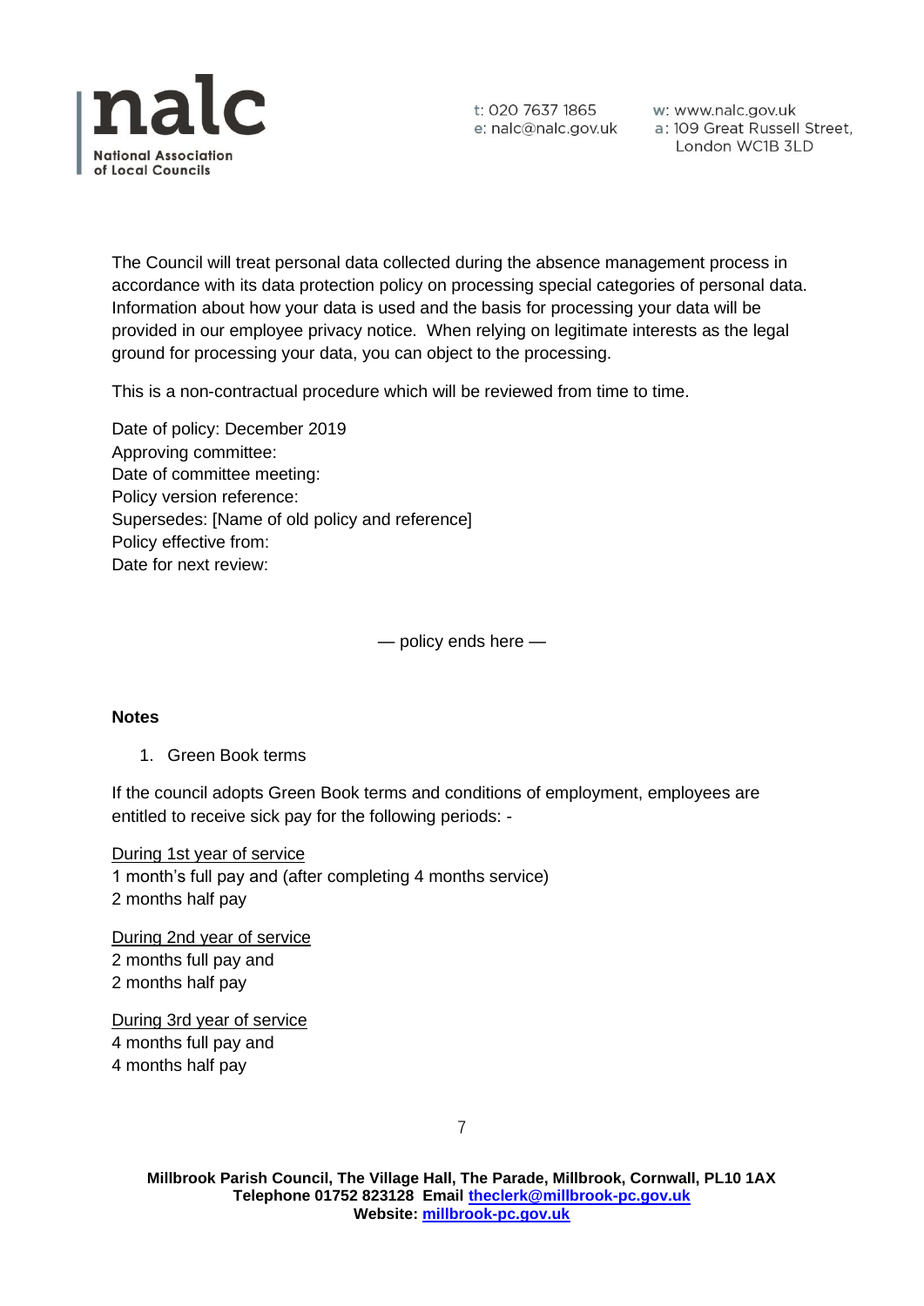The Council will treat personal data collected during the absence management process in accordance with its data protection policy on processing special categories of personal data. Information about how your data is used and the basis for processing your data will be provided in our employee privacy notice. When relying on legitimate interests as the legal ground for processing your data, you can object to the processing.

This is a non-contractual procedure which will be reviewed from time to time.

Date of policy: December 2019
Approving committee:
Date of committee meeting:
Policy version reference:
Supersedes: [Name of old policy and reference]
Policy effective from:
Date for next review:

— policy ends here —

**Notes**

1. Green Book terms

If the council adopts Green Book terms and conditions of employment, employees are entitled to receive sick pay for the following periods: -

<u>During 1st year of service</u>
1 month's full pay and (after completing 4 months service)
2 months half pay

<u>During 2nd year of service</u>
2 months full pay and
2 months half pay

<u>During 3rd year of service</u>
4 months full pay and
4 months half pay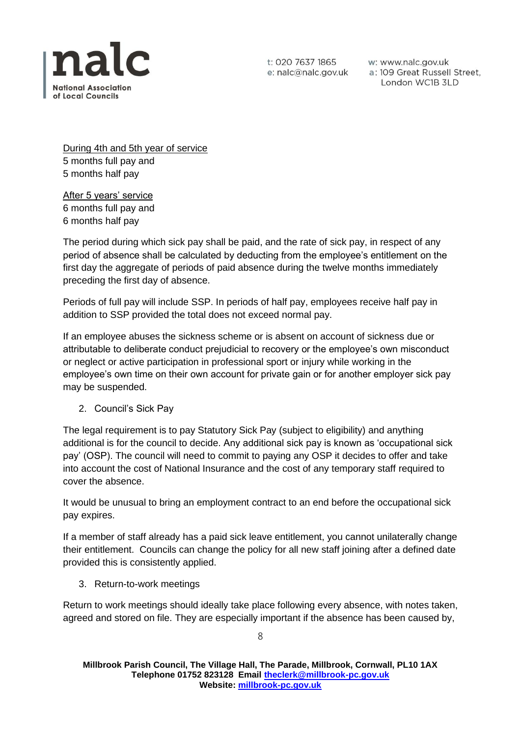<u>During 4th and 5th year of service</u>
5 months full pay and
5 months half pay

<u>After 5 years' service</u>
6 months full pay and
6 months half pay

The period during which sick pay shall be paid, and the rate of sick pay, in respect of any period of absence shall be calculated by deducting from the employee's entitlement on the first day the aggregate of periods of paid absence during the twelve months immediately preceding the first day of absence.

Periods of full pay will include SSP. In periods of half pay, employees receive half pay in addition to SSP provided the total does not exceed normal pay.

If an employee abuses the sickness scheme or is absent on account of sickness due or attributable to deliberate conduct prejudicial to recovery or the employee's own misconduct or neglect or active participation in professional sport or injury while working in the employee's own time on their own account for private gain or for another employer sick pay may be suspended.

2. Council's Sick Pay

The legal requirement is to pay Statutory Sick Pay (subject to eligibility) and anything additional is for the council to decide. Any additional sick pay is known as 'occupational sick pay' (OSP). The council will need to commit to paying any OSP it decides to offer and take into account the cost of National Insurance and the cost of any temporary staff required to cover the absence.

It would be unusual to bring an employment contract to an end before the occupational sick pay expires.

If a member of staff already has a paid sick leave entitlement, you cannot unilaterally change their entitlement. Councils can change the policy for all new staff joining after a defined date provided this is consistently applied.

3. Return-to-work meetings

Return to work meetings should ideally take place following every absence, with notes taken, agreed and stored on file. They are especially important if the absence has been caused by,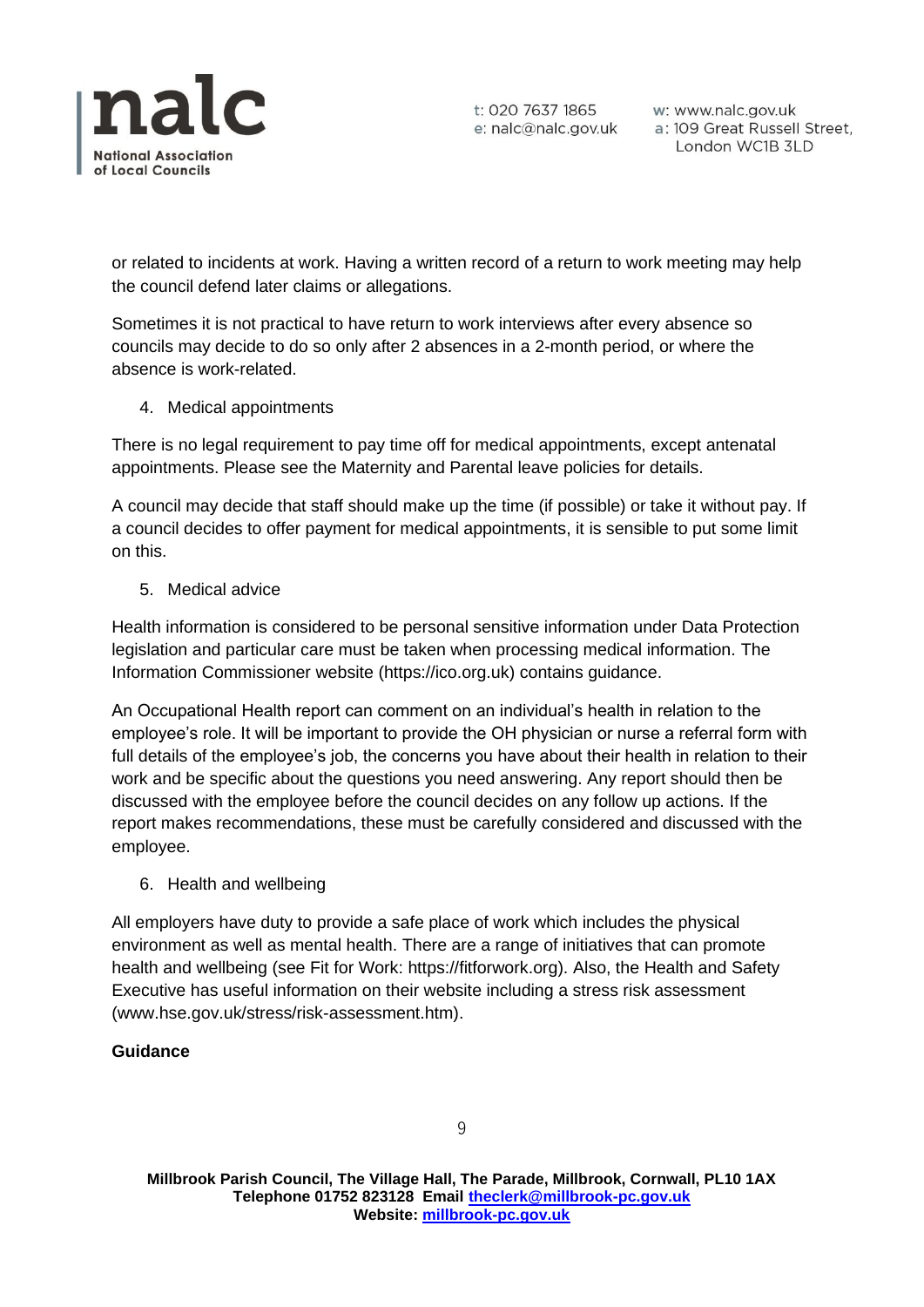or related to incidents at work. Having a written record of a return to work meeting may help the council defend later claims or allegations.

Sometimes it is not practical to have return to work interviews after every absence so councils may decide to do so only after 2 absences in a 2-month period, or where the absence is work-related.

4. Medical appointments

There is no legal requirement to pay time off for medical appointments, except antenatal appointments. Please see the Maternity and Parental leave policies for details.

A council may decide that staff should make up the time (if possible) or take it without pay. If a council decides to offer payment for medical appointments, it is sensible to put some limit on this.

5. Medical advice

Health information is considered to be personal sensitive information under Data Protection legislation and particular care must be taken when processing medical information. The Information Commissioner website (https://ico.org.uk) contains guidance.

An Occupational Health report can comment on an individual's health in relation to the employee's role. It will be important to provide the OH physician or nurse a referral form with full details of the employee's job, the concerns you have about their health in relation to their work and be specific about the questions you need answering. Any report should then be discussed with the employee before the council decides on any follow up actions. If the report makes recommendations, these must be carefully considered and discussed with the employee.

6. Health and wellbeing

All employers have duty to provide a safe place of work which includes the physical environment as well as mental health. There are a range of initiatives that can promote health and wellbeing (see Fit for Work: https://fitforwork.org). Also, the Health and Safety Executive has useful information on their website including a stress risk assessment (www.hse.gov.uk/stress/risk-assessment.htm).

**Guidance**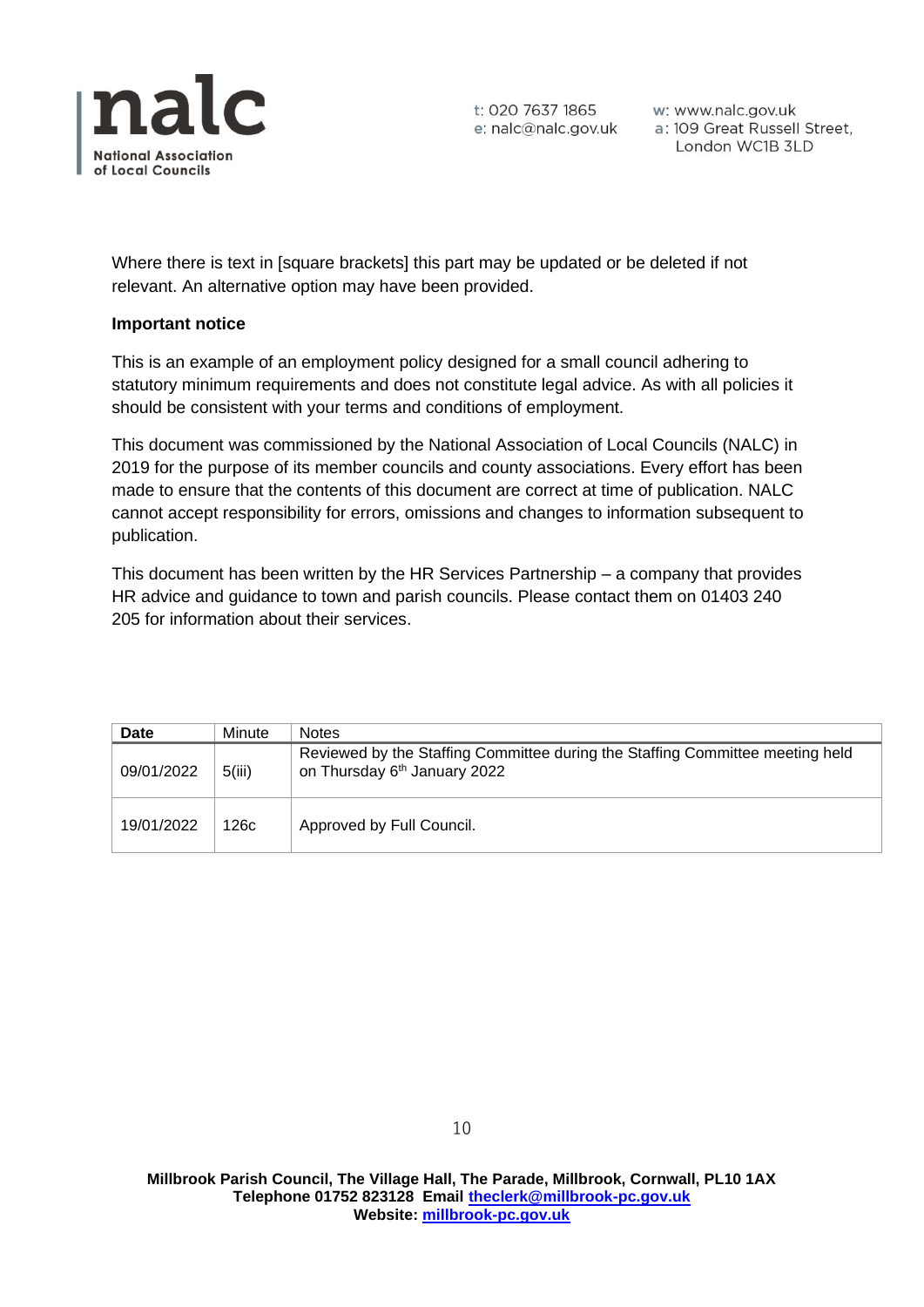Where there is text in [square brackets] this part may be updated or be deleted if not relevant. An alternative option may have been provided.

**Important notice**

This is an example of an employment policy designed for a small council adhering to statutory minimum requirements and does not constitute legal advice. As with all policies it should be consistent with your terms and conditions of employment.

This document was commissioned by the National Association of Local Councils (NALC) in 2019 for the purpose of its member councils and county associations. Every effort has been made to ensure that the contents of this document are correct at time of publication. NALC cannot accept responsibility for errors, omissions and changes to information subsequent to publication.

This document has been written by the HR Services Partnership – a company that provides HR advice and guidance to town and parish councils. Please contact them on 01403 240 205 for information about their services.

| **Date** | Minute | Notes |
|---|---|---|
| 09/01/2022 | 5(iii) | Reviewed by the Staffing Committee during the Staffing Committee meeting held on Thursday 6th January 2022 |
| 19/01/2022 | 126c | Approved by Full Council. |